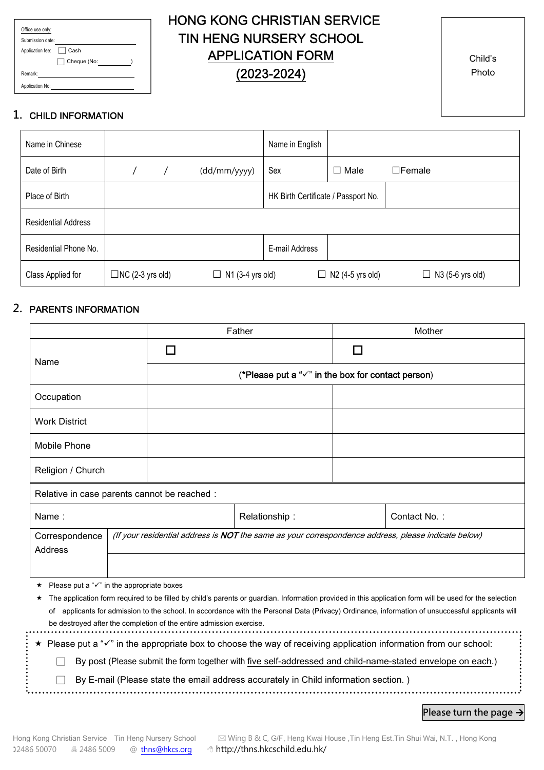| Office use only: |
|---|
| Submission date: |
| Application fee: ☐ Cash |
| ☐ Cheque (No: ) |
| Remark: |
| Application No: |

# HONG KONG CHRISTIAN SERVICE TIN HENG NURSERY SCHOOL APPLICATION FORM (2023-2024)

Child's Photo

## 1. CHILD INFORMATION

| Name in Chinese | | Name in English | |
|---|---|---|---|
| Date of Birth | / / (dd/mm/yyyy) | Sex | ☐ Male ☐Female |
| Place of Birth | | HK Birth Certificate / Passport No. | |
| Residential Address | | | |
| Residential Phone No. | | E-mail Address | |
| Class Applied for | ☐NC (2-3 yrs old) ☐ N1 (3-4 yrs old) | ☐ N2 (4-5 yrs old) | ☐ N3 (5-6 yrs old) |

## 2. PARENTS INFORMATION

| | Father | Mother |
|---|---|---|
| Name | ☐ | ☐ |
| | (*Please put a "✓" in the box for contact person) | |
| Occupation | | |
| Work District | | |
| Mobile Phone | | |
| Religion / Church | | |

| Relative in case parents cannot be reached : | | |
|---|---|---|
| Name : | Relationship : | Contact No. : |
| Correspondence Address | *(If your residential address is **NOT** the same as your correspondence address, please indicate below)* | |

- ★ Please put a "✓" in the appropriate boxes
- ★ The application form required to be filled by child's parents or guardian. Information provided in this application form will be used for the selection of applicants for admission to the school. In accordance with the Personal Data (Privacy) Ordinance, information of unsuccessful applicants will be destroyed after the completion of the entire admission exercise.

★ Please put a "✓" in the appropriate box to choose the way of receiving application information from our school:

☐ By post (Please submit the form together with five self-addressed and child-name-stated envelope on each.)

☐ By E-mail (Please state the email address accurately in Child information section. )

**Please turn the page →**

Hong Kong Christian Service Tin Heng Nursery School ✉ Wing B & C, G/F, Heng Kwai House ,Tin Heng Est.Tin Shui Wai, N.T. , Hong Kong
2486 50070 2486 5009 @ thns@hkcs.org http://thns.hkcschild.edu.hk/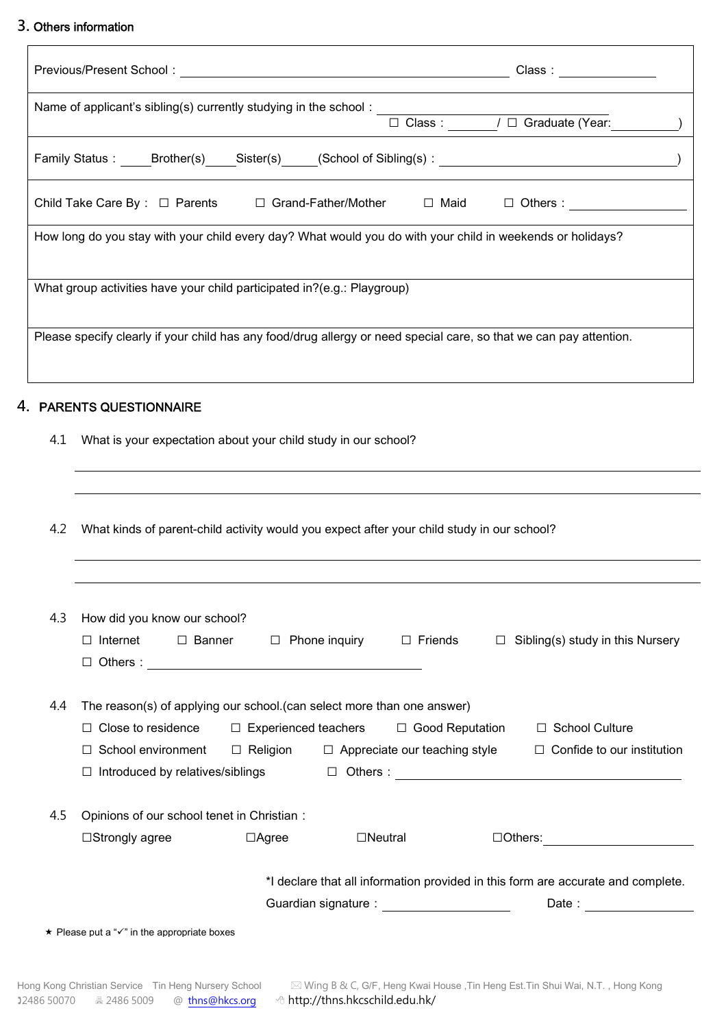## 3. Others information

| |
|---|
| Previous/Present School：\_\_\_\_\_\_\_\_\_\_\_\_\_\_\_\_\_\_\_\_\_\_\_\_\_\_\_\_\_\_\_\_\_\_\_\_ Class：\_\_\_\_\_\_\_\_\_\_ |
| Name of applicant's sibling(s) currently studying in the school：\_\_\_\_\_\_\_\_\_\_\_\_\_\_\_\_\_\_\_\_ ☐ Class：\_\_\_\_\_\_ / ☐ Graduate (Year:\_\_\_\_\_\_\_) |
| Family Status：\_\_\_\_Brother(s)\_\_\_\_Sister(s)\_\_\_\_(School of Sibling(s)：\_\_\_\_\_\_\_\_\_\_\_\_\_\_\_\_\_\_\_\_\_\_\_\_\_\_\_\_\_) |
| Child Take Care By： ☐ Parents ☐ Grand-Father/Mother ☐ Maid ☐ Others：\_\_\_\_\_\_\_\_\_\_\_\_\_\_ |
| How long do you stay with your child every day? What would you do with your child in weekends or holidays? |
| What group activities have your child participated in?(e.g.: Playgroup) |
| Please specify clearly if your child has any food/drug allergy or need special care, so that we can pay attention. |

## 4. PARENTS QUESTIONNAIRE

4.1 What is your expectation about your child study in our school?

\_\_\_\_\_\_\_\_\_\_\_\_\_\_\_\_\_\_\_\_\_\_\_\_\_\_\_\_\_\_\_\_\_\_\_\_\_\_\_\_\_\_\_\_\_\_\_\_\_\_\_\_\_\_\_\_\_\_\_\_\_\_\_\_\_\_\_\_

\_\_\_\_\_\_\_\_\_\_\_\_\_\_\_\_\_\_\_\_\_\_\_\_\_\_\_\_\_\_\_\_\_\_\_\_\_\_\_\_\_\_\_\_\_\_\_\_\_\_\_\_\_\_\_\_\_\_\_\_\_\_\_\_\_\_\_\_

4.2 What kinds of parent-child activity would you expect after your child study in our school?

\_\_\_\_\_\_\_\_\_\_\_\_\_\_\_\_\_\_\_\_\_\_\_\_\_\_\_\_\_\_\_\_\_\_\_\_\_\_\_\_\_\_\_\_\_\_\_\_\_\_\_\_\_\_\_\_\_\_\_\_\_\_\_\_\_\_\_\_

\_\_\_\_\_\_\_\_\_\_\_\_\_\_\_\_\_\_\_\_\_\_\_\_\_\_\_\_\_\_\_\_\_\_\_\_\_\_\_\_\_\_\_\_\_\_\_\_\_\_\_\_\_\_\_\_\_\_\_\_\_\_\_\_\_\_\_\_

4.3 How did you know our school?

☐ Internet ☐ Banner ☐ Phone inquiry ☐ Friends ☐ Sibling(s) study in this Nursery

☐ Others：\_\_\_\_\_\_\_\_\_\_\_\_\_\_\_\_\_\_\_\_\_\_\_\_\_\_\_\_\_\_\_\_

4.4 The reason(s) of applying our school.(can select more than one answer)

☐ Close to residence ☐ Experienced teachers ☐ Good Reputation ☐ School Culture

☐ School environment ☐ Religion ☐ Appreciate our teaching style ☐ Confide to our institution

☐ Introduced by relatives/siblings ☐ Others：\_\_\_\_\_\_\_\_\_\_\_\_\_\_\_\_\_\_\_\_\_\_\_\_\_\_\_\_\_\_\_\_

4.5 Opinions of our school tenet in Christian：

☐Strongly agree ☐Agree ☐Neutral ☐Others:\_\_\_\_\_\_\_\_\_\_\_\_\_\_\_\_\_\_

*I declare that all information provided in this form are accurate and complete.

Guardian signature：\_\_\_\_\_\_\_\_\_\_\_\_\_\_\_\_ Date：\_\_\_\_\_\_\_\_\_\_\_\_\_\_

★ Please put a "✓" in the appropriate boxes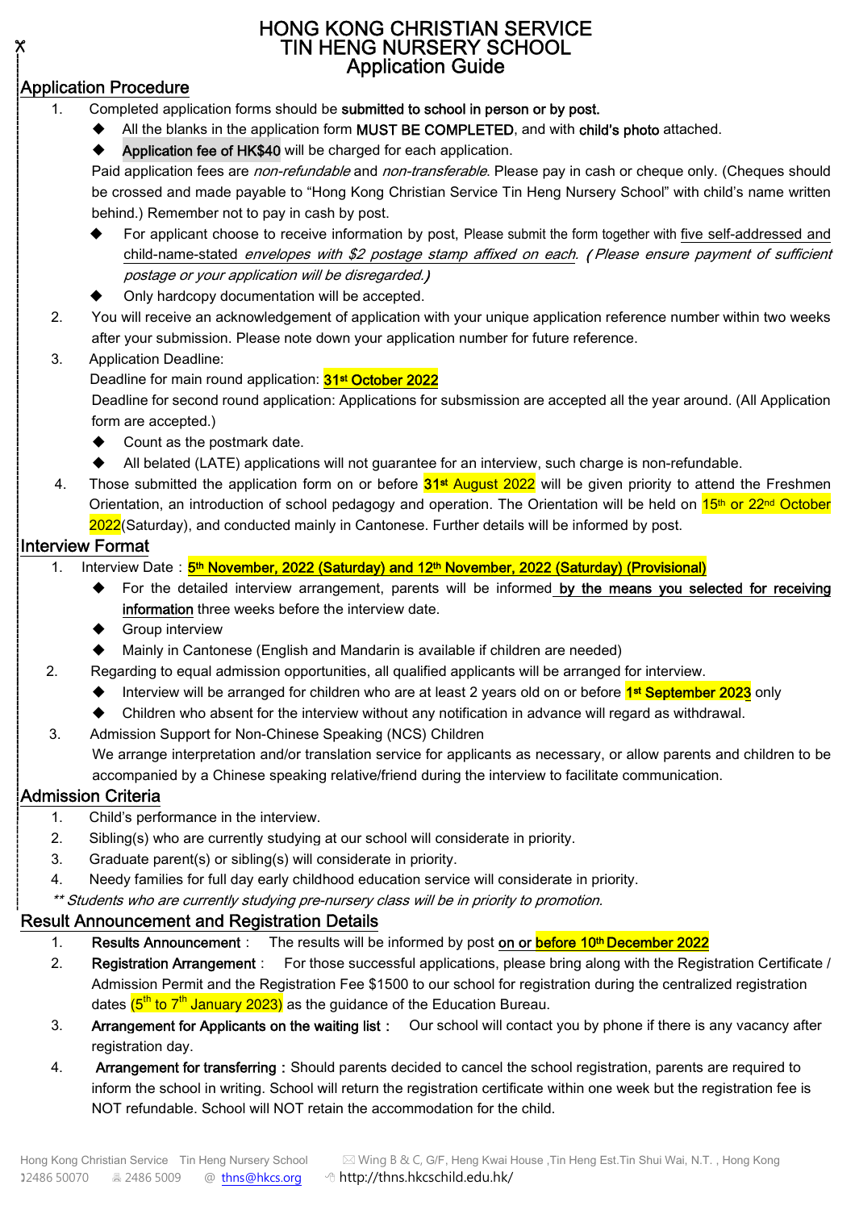# HONG KONG CHRISTIAN SERVICE
# TIN HENG NURSERY SCHOOL
## Application Guide

## Application Procedure

1. Completed application forms should be **submitted to school in person or by post.**
   - All the blanks in the application form **MUST BE COMPLETED**, and with **child's photo** attached.
   - **Application fee of HK$40** will be charged for each application.

   Paid application fees are *non-refundable* and *non-transferable*. Please pay in cash or cheque only. (Cheques should be crossed and made payable to "Hong Kong Christian Service Tin Heng Nursery School" with child's name written behind.) Remember not to pay in cash by post.
   - For applicant choose to receive information by post, Please submit the form together with five self-addressed and child-name-stated *envelopes with $2 postage stamp affixed on each*. *(Please ensure payment of sufficient postage or your application will be disregarded.)*
   - Only hardcopy documentation will be accepted.
2. You will receive an acknowledgement of application with your unique application reference number within two weeks after your submission. Please note down your application number for future reference.
3. Application Deadline:

   Deadline for main round application: **31st October 2022**

   Deadline for second round application: Applications for subsmission are accepted all the year around. (All Application form are accepted.)
   - Count as the postmark date.
   - All belated (LATE) applications will not guarantee for an interview, such charge is non-refundable.
4. Those submitted the application form on or before 31st August 2022 will be given priority to attend the Freshmen Orientation, an introduction of school pedagogy and operation. The Orientation will be held on 15th or 22nd October 2022(Saturday), and conducted mainly in Cantonese. Further details will be informed by post.

## Interview Format

1. Interview Date：**5th November, 2022 (Saturday) and 12th November, 2022 (Saturday) (Provisional)**
   - For the detailed interview arrangement, parents will be informed by the means you selected for receiving information three weeks before the interview date.
   - Group interview
   - Mainly in Cantonese (English and Mandarin is available if children are needed)
2. Regarding to equal admission opportunities, all qualified applicants will be arranged for interview.
   - Interview will be arranged for children who are at least 2 years old on or before **1st September 2023** only
   - Children who absent for the interview without any notification in advance will regard as withdrawal.
3. Admission Support for Non-Chinese Speaking (NCS) Children

   We arrange interpretation and/or translation service for applicants as necessary, or allow parents and children to be accompanied by a Chinese speaking relative/friend during the interview to facilitate communication.

## Admission Criteria

1. Child's performance in the interview.
2. Sibling(s) who are currently studying at our school will considerate in priority.
3. Graduate parent(s) or sibling(s) will considerate in priority.
4. Needy families for full day early childhood education service will considerate in priority.

*** Students who are currently studying pre-nursery class will be in priority to promotion.*

## Result Announcement and Registration Details

1. **Results Announcement**： The results will be informed by post on or **before 10th December 2022**
2. **Registration Arrangement**： For those successful applications, please bring along with the Registration Certificate / Admission Permit and the Registration Fee $1500 to our school for registration during the centralized registration dates (5th to 7th January 2023) as the guidance of the Education Bureau.
3. **Arrangement for Applicants on the waiting list**： Our school will contact you by phone if there is any vacancy after registration day.
4. **Arrangement for transferring**：Should parents decided to cancel the school registration, parents are required to inform the school in writing. School will return the registration certificate within one week but the registration fee is NOT refundable. School will NOT retain the accommodation for the child.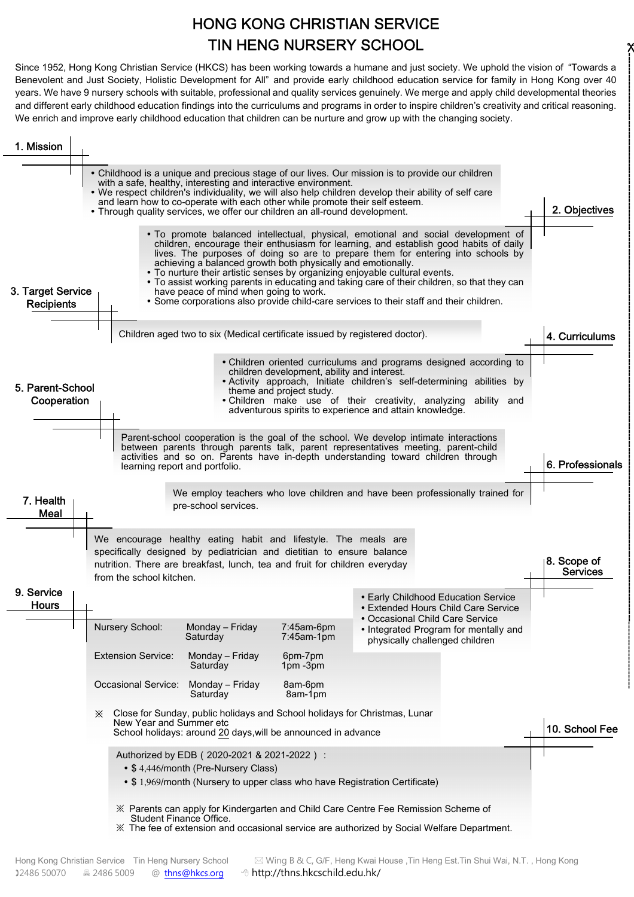# HONG KONG CHRISTIAN SERVICE
# TIN HENG NURSERY SCHOOL

Since 1952, Hong Kong Christian Service (HKCS) has been working towards a humane and just society. We uphold the vision of "Towards a Benevolent and Just Society, Holistic Development for All" and provide early childhood education service for family in Hong Kong over 40 years. We have 9 nursery schools with suitable, professional and quality services genuinely. We merge and apply child developmental theories and different early childhood education findings into the curriculums and programs in order to inspire children's creativity and critical reasoning. We enrich and improve early childhood education that children can be nurture and grow up with the changing society.

## 1. Mission

- Childhood is a unique and precious stage of our lives. Our mission is to provide our children with a safe, healthy, interesting and interactive environment.
- We respect children's individuality, we will also help children develop their ability of self care and learn how to co-operate with each other while promote their self esteem.
- Through quality services, we offer our children an all-round development.

## 2. Objectives

- To promote balanced intellectual, physical, emotional and social development of children, encourage their enthusiasm for learning, and establish good habits of daily lives. The purposes of doing so are to prepare them for entering into schools by achieving a balanced growth both physically and emotionally.
- To nurture their artistic senses by organizing enjoyable cultural events.
- To assist working parents in educating and taking care of their children, so that they can have peace of mind when going to work.
- Some corporations also provide child-care services to their staff and their children.

## 3. Target Service Recipients

Children aged two to six (Medical certificate issued by registered doctor).

## 4. Curriculums

- Children oriented curriculums and programs designed according to children development, ability and interest.
- Activity approach, Initiate children's self-determining abilities by theme and project study.
- Children make use of their creativity, analyzing ability and adventurous spirits to experience and attain knowledge.

## 5. Parent-School Cooperation

Parent-school cooperation is the goal of the school. We develop intimate interactions between parents through parents talk, parent representatives meeting, parent-child activities and so on. Parents have in-depth understanding toward children through learning report and portfolio.

## 6. Professionals

We employ teachers who love children and have been professionally trained for pre-school services.

## 7. Health Meal

We encourage healthy eating habit and lifestyle. The meals are specifically designed by pediatrician and dietitian to ensure balance nutrition. There are breakfast, lunch, tea and fruit for children everyday from the school kitchen.

## 8. Scope of Services

- Early Childhood Education Service
- Extended Hours Child Care Service
- Occasional Child Care Service
- Integrated Program for mentally and physically challenged children

## 9. Service Hours

| | | |
|---|---|---|
| Nursery School: | Monday – Friday | 7:45am-6pm |
| | Saturday | 7:45am-1pm |
| Extension Service: | Monday – Friday | 6pm-7pm |
| | Saturday | 1pm -3pm |
| Occasional Service: | Monday – Friday | 8am-6pm |
| | Saturday | 8am-1pm |

※ Close for Sunday, public holidays and School holidays for Christmas, Lunar New Year and Summer etc
School holidays: around 20 days,will be announced in advance

## 10. School Fee

Authorized by EDB ( 2020-2021 & 2021-2022 ) :

- $ 4,446/month (Pre-Nursery Class)
- $ 1,969/month (Nursery to upper class who have Registration Certificate)

※ Parents can apply for Kindergarten and Child Care Centre Fee Remission Scheme of Student Finance Office.
※ The fee of extension and occasional service are authorized by Social Welfare Department.

Hong Kong Christian Service Tin Heng Nursery School ✉ Wing B & C, G/F, Heng Kwai House ,Tin Heng Est.Tin Shui Wai, N.T. , Hong Kong
2486 50070 2486 5009 @ thns@hkcs.org http://thns.hkcschild.edu.hk/